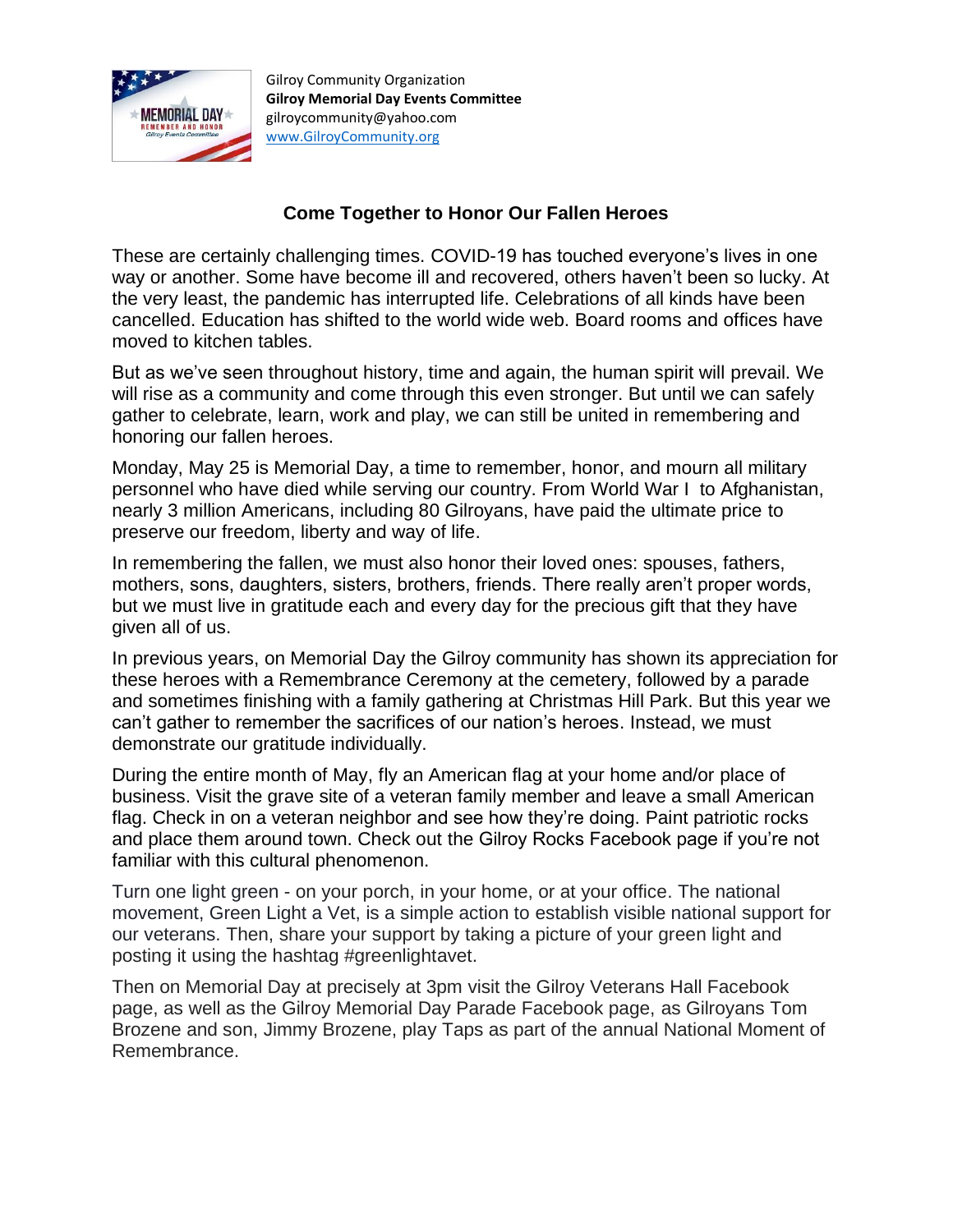Gilroy Community Organization
**Gilroy Memorial Day Events Committee**
gilroycommunity@yahoo.com
[www.GilroyCommunity.org](http://www.GilroyCommunity.org)

## Come Together to Honor Our Fallen Heroes

These are certainly challenging times. COVID-19 has touched everyone's lives in one way or another. Some have become ill and recovered, others haven't been so lucky. At the very least, the pandemic has interrupted life. Celebrations of all kinds have been cancelled. Education has shifted to the world wide web. Board rooms and offices have moved to kitchen tables.

But as we've seen throughout history, time and again, the human spirit will prevail. We will rise as a community and come through this even stronger. But until we can safely gather to celebrate, learn, work and play, we can still be united in remembering and honoring our fallen heroes.

Monday, May 25 is Memorial Day, a time to remember, honor, and mourn all military personnel who have died while serving our country. From World War I to Afghanistan, nearly 3 million Americans, including 80 Gilroyans, have paid the ultimate price to preserve our freedom, liberty and way of life.

In remembering the fallen, we must also honor their loved ones: spouses, fathers, mothers, sons, daughters, sisters, brothers, friends. There really aren't proper words, but we must live in gratitude each and every day for the precious gift that they have given all of us.

In previous years, on Memorial Day the Gilroy community has shown its appreciation for these heroes with a Remembrance Ceremony at the cemetery, followed by a parade and sometimes finishing with a family gathering at Christmas Hill Park. But this year we can't gather to remember the sacrifices of our nation's heroes. Instead, we must demonstrate our gratitude individually.

During the entire month of May, fly an American flag at your home and/or place of business. Visit the grave site of a veteran family member and leave a small American flag. Check in on a veteran neighbor and see how they're doing. Paint patriotic rocks and place them around town. Check out the Gilroy Rocks Facebook page if you're not familiar with this cultural phenomenon.

Turn one light green - on your porch, in your home, or at your office. The national movement, Green Light a Vet, is a simple action to establish visible national support for our veterans. Then, share your support by taking a picture of your green light and posting it using the hashtag #greenlightavet.

Then on Memorial Day at precisely at 3pm visit the Gilroy Veterans Hall Facebook page, as well as the Gilroy Memorial Day Parade Facebook page, as Gilroyans Tom Brozene and son, Jimmy Brozene, play Taps as part of the annual National Moment of Remembrance.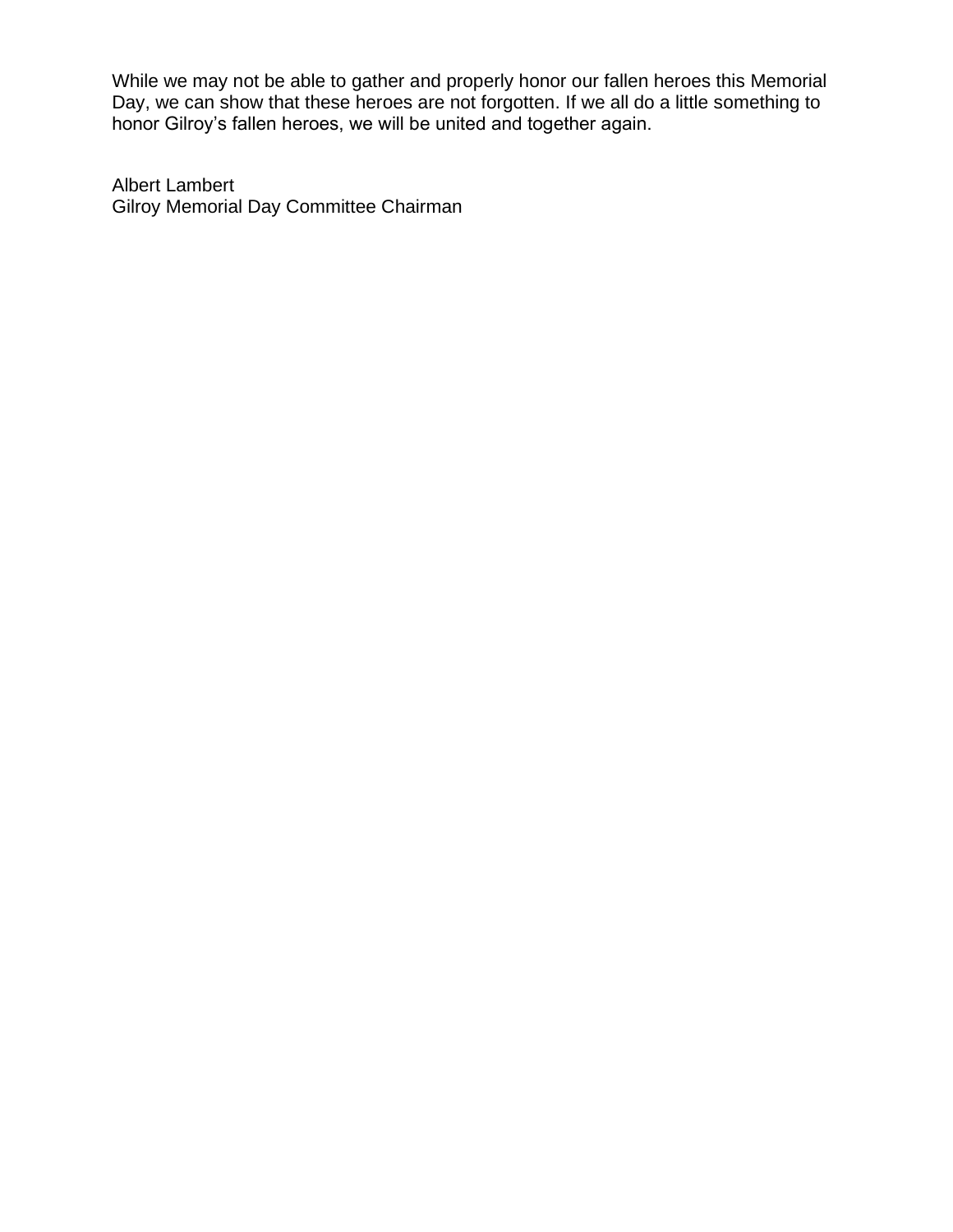While we may not be able to gather and properly honor our fallen heroes this Memorial Day, we can show that these heroes are not forgotten. If we all do a little something to honor Gilroy's fallen heroes, we will be united and together again.

Albert Lambert
Gilroy Memorial Day Committee Chairman